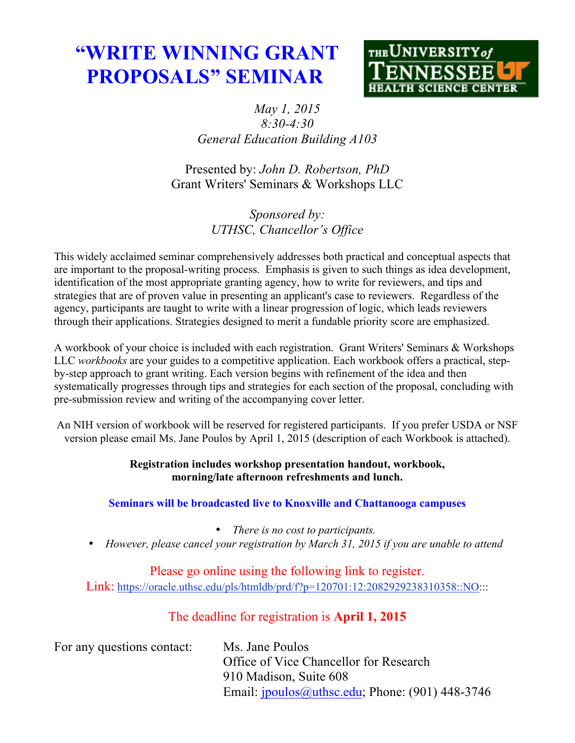# "WRITE WINNING GRANT PROPOSALS" SEMINAR

THE UNIVERSITY of TENNESSEE HEALTH SCIENCE CENTER

*May 1, 2015*
*8:30-4:30*
*General Education Building A103*

Presented by: *John D. Robertson, PhD*
Grant Writers' Seminars & Workshops LLC

*Sponsored by:*
*UTHSC, Chancellor's Office*

This widely acclaimed seminar comprehensively addresses both practical and conceptual aspects that are important to the proposal-writing process. Emphasis is given to such things as idea development, identification of the most appropriate granting agency, how to write for reviewers, and tips and strategies that are of proven value in presenting an applicant's case to reviewers. Regardless of the agency, participants are taught to write with a linear progression of logic, which leads reviewers through their applications. Strategies designed to merit a fundable priority score are emphasized.

A workbook of your choice is included with each registration. Grant Writers' Seminars & Workshops LLC *workbooks* are your guides to a competitive application. Each workbook offers a practical, step-by-step approach to grant writing. Each version begins with refinement of the idea and then systematically progresses through tips and strategies for each section of the proposal, concluding with pre-submission review and writing of the accompanying cover letter.

An NIH version of workbook will be reserved for registered participants. If you prefer USDA or NSF version please email Ms. Jane Poulos by April 1, 2015 (description of each Workbook is attached).

**Registration includes workshop presentation handout, workbook, morning/late afternoon refreshments and lunch.**

**Seminars will be broadcasted live to Knoxville and Chattanooga campuses**

- *There is no cost to participants.*
- *However, please cancel your registration by March 31, 2015 if you are unable to attend*

Please go online using the following link to register.
Link: https://oracle.uthsc.edu/pls/htmldb/prd/f?p=120701:12:2082929238310358::NO:::

The deadline for registration is **April 1, 2015**

For any questions contact:

Ms. Jane Poulos
Office of Vice Chancellor for Research
910 Madison, Suite 608
Email: jpoulos@uthsc.edu; Phone: (901) 448-3746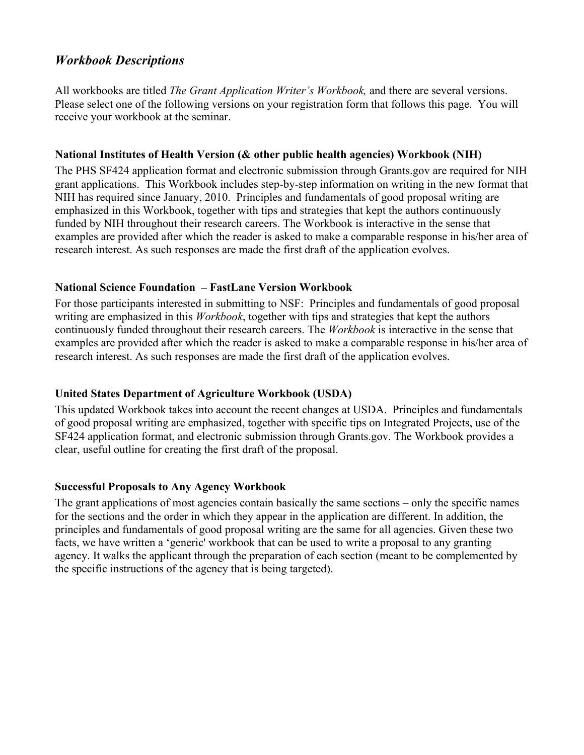## *Workbook Descriptions*

All workbooks are titled *The Grant Application Writer's Workbook,* and there are several versions. Please select one of the following versions on your registration form that follows this page. You will receive your workbook at the seminar.

**National Institutes of Health Version (& other public health agencies) Workbook (NIH)**

The PHS SF424 application format and electronic submission through Grants.gov are required for NIH grant applications. This Workbook includes step-by-step information on writing in the new format that NIH has required since January, 2010. Principles and fundamentals of good proposal writing are emphasized in this Workbook, together with tips and strategies that kept the authors continuously funded by NIH throughout their research careers. The Workbook is interactive in the sense that examples are provided after which the reader is asked to make a comparable response in his/her area of research interest. As such responses are made the first draft of the application evolves.

**National Science Foundation – FastLane Version Workbook**

For those participants interested in submitting to NSF: Principles and fundamentals of good proposal writing are emphasized in this *Workbook*, together with tips and strategies that kept the authors continuously funded throughout their research careers. The *Workbook* is interactive in the sense that examples are provided after which the reader is asked to make a comparable response in his/her area of research interest. As such responses are made the first draft of the application evolves.

**United States Department of Agriculture Workbook (USDA)**

This updated Workbook takes into account the recent changes at USDA. Principles and fundamentals of good proposal writing are emphasized, together with specific tips on Integrated Projects, use of the SF424 application format, and electronic submission through Grants.gov. The Workbook provides a clear, useful outline for creating the first draft of the proposal.

**Successful Proposals to Any Agency Workbook**

The grant applications of most agencies contain basically the same sections – only the specific names for the sections and the order in which they appear in the application are different. In addition, the principles and fundamentals of good proposal writing are the same for all agencies. Given these two facts, we have written a 'generic' workbook that can be used to write a proposal to any granting agency. It walks the applicant through the preparation of each section (meant to be complemented by the specific instructions of the agency that is being targeted).